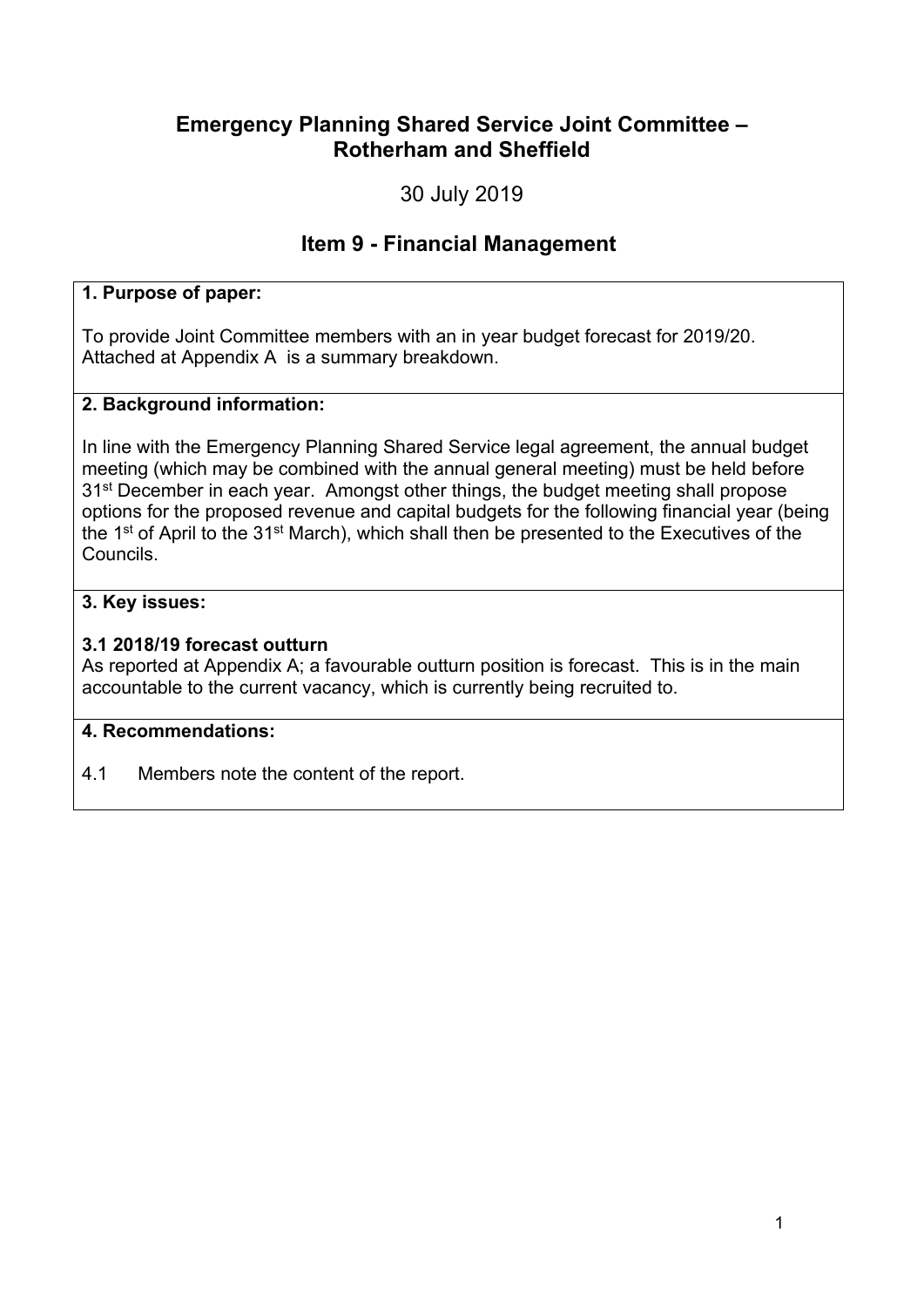# Emergency Planning Shared Service Joint Committee – Rotherham and Sheffield

30 July 2019

## Item 9 - Financial Management

**1. Purpose of paper:**

To provide Joint Committee members with an in year budget forecast for 2019/20. Attached at Appendix A is a summary breakdown.

**2. Background information:**

In line with the Emergency Planning Shared Service legal agreement, the annual budget meeting (which may be combined with the annual general meeting) must be held before 31st December in each year. Amongst other things, the budget meeting shall propose options for the proposed revenue and capital budgets for the following financial year (being the 1st of April to the 31st March), which shall then be presented to the Executives of the Councils.

**3. Key issues:**

**3.1 2018/19 forecast outturn**

As reported at Appendix A; a favourable outturn position is forecast. This is in the main accountable to the current vacancy, which is currently being recruited to.

**4. Recommendations:**

4.1 Members note the content of the report.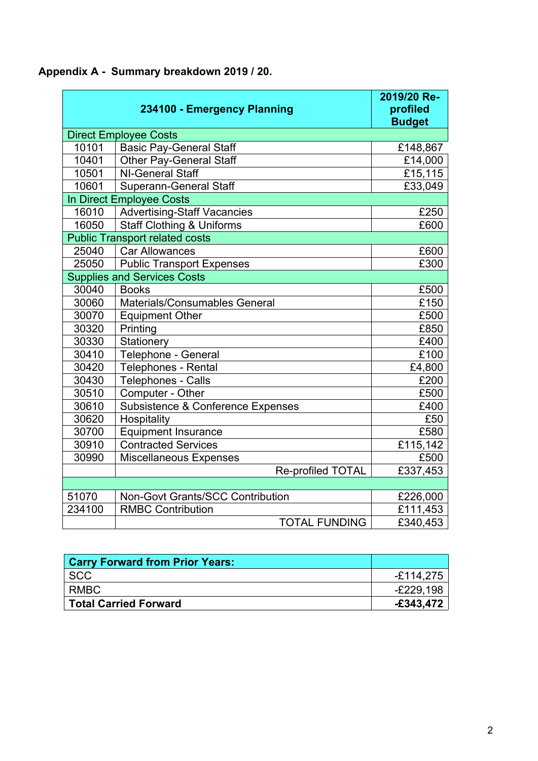**Appendix A - Summary breakdown 2019 / 20.**

| 234100 - Emergency Planning | | 2019/20 Re-profiled Budget |
|---|---|---|
| Direct Employee Costs | | |
| 10101 | Basic Pay-General Staff | £148,867 |
| 10401 | Other Pay-General Staff | £14,000 |
| 10501 | NI-General Staff | £15,115 |
| 10601 | Superann-General Staff | £33,049 |
| In Direct Employee Costs | | |
| 16010 | Advertising-Staff Vacancies | £250 |
| 16050 | Staff Clothing & Uniforms | £600 |
| Public Transport related costs | | |
| 25040 | Car Allowances | £600 |
| 25050 | Public Transport Expenses | £300 |
| Supplies and Services Costs | | |
| 30040 | Books | £500 |
| 30060 | Materials/Consumables General | £150 |
| 30070 | Equipment Other | £500 |
| 30320 | Printing | £850 |
| 30330 | Stationery | £400 |
| 30410 | Telephone - General | £100 |
| 30420 | Telephones - Rental | £4,800 |
| 30430 | Telephones - Calls | £200 |
| 30510 | Computer - Other | £500 |
| 30610 | Subsistence & Conference Expenses | £400 |
| 30620 | Hospitality | £50 |
| 30700 | Equipment Insurance | £580 |
| 30910 | Contracted Services | £115,142 |
| 30990 | Miscellaneous Expenses | £500 |
| | Re-profiled TOTAL | £337,453 |
| | | |
| 51070 | Non-Govt Grants/SCC Contribution | £226,000 |
| 234100 | RMBC Contribution | £111,453 |
| | TOTAL FUNDING | £340,453 |

| **Carry Forward from Prior Years:** | |
|---|---|
| SCC | -£114,275 |
| RMBC | -£229,198 |
| **Total Carried Forward** | **-£343,472** |